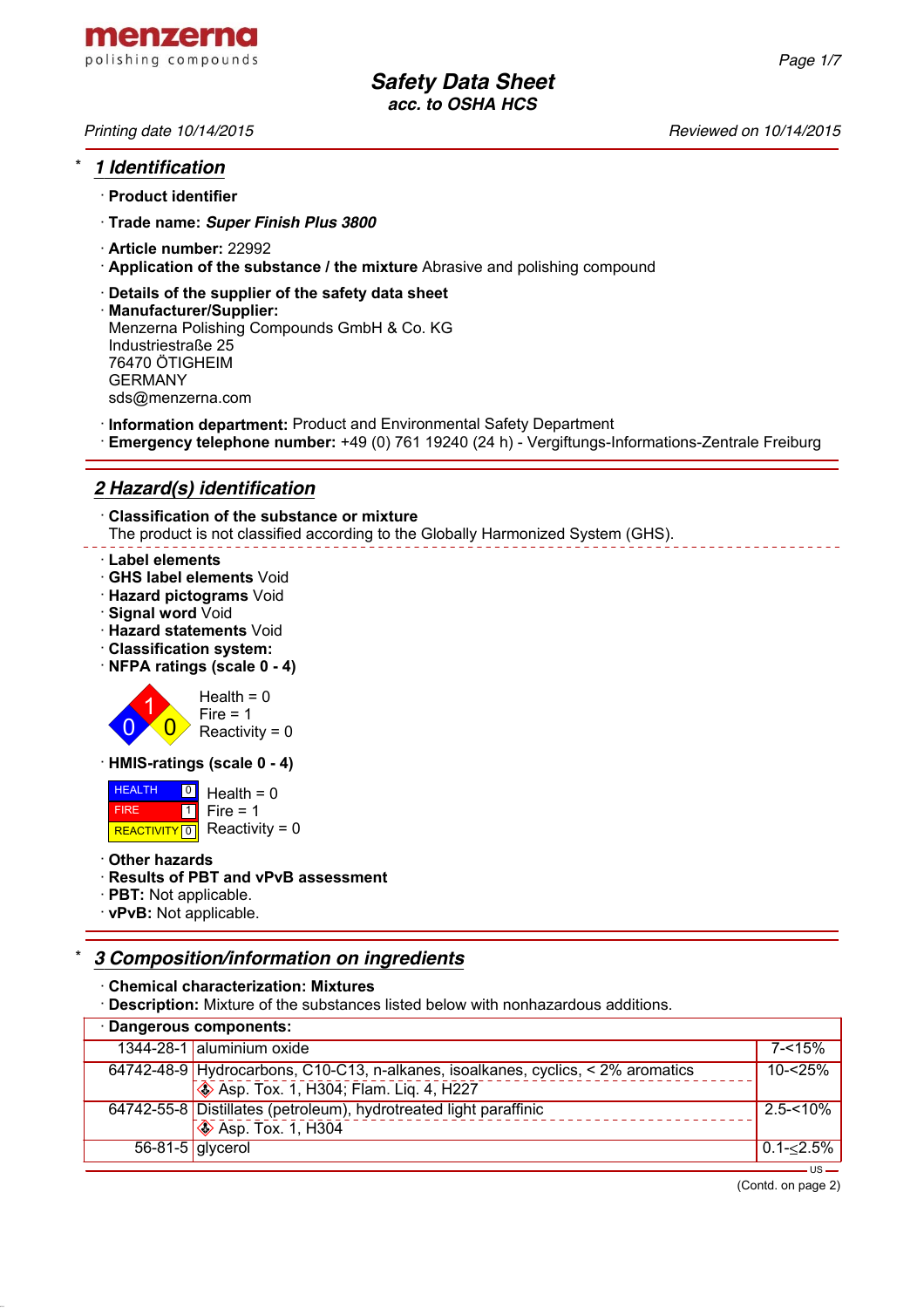menzerna
polishing compounds

# Safety Data Sheet
**acc. to OSHA HCS**

*Printing date 10/14/2015* *Reviewed on 10/14/2015*

## * 1 Identification

· **Product identifier**

· **Trade name:** ***Super Finish Plus 3800***

· **Article number:** 22992

· **Application of the substance / the mixture** Abrasive and polishing compound

· **Details of the supplier of the safety data sheet**

· **Manufacturer/Supplier:**
Menzerna Polishing Compounds GmbH & Co. KG
Industriestraße 25
76470 ÖTIGHEIM
GERMANY
sds@menzerna.com

· **Information department:** Product and Environmental Safety Department

· **Emergency telephone number:** +49 (0) 761 19240 (24 h) - Vergiftungs-Informations-Zentrale Freiburg

## 2 Hazard(s) identification

· **Classification of the substance or mixture**
The product is not classified according to the Globally Harmonized System (GHS).

· **Label elements**

· **GHS label elements** Void

· **Hazard pictograms** Void

· **Signal word** Void

· **Hazard statements** Void

· **Classification system:**

· **NFPA ratings (scale 0 - 4)**

Health = 0
Fire = 1
Reactivity = 0

· **HMIS-ratings (scale 0 - 4)**

| | | |
|---|---|---|
| HEALTH | 0 | Health = 0 |
| FIRE | 1 | Fire = 1 |
| REACTIVITY | 0 | Reactivity = 0 |

· **Other hazards**

· **Results of PBT and vPvB assessment**

· **PBT:** Not applicable.

· **vPvB:** Not applicable.

## * 3 Composition/information on ingredients

· **Chemical characterization: Mixtures**

· **Description:** Mixture of the substances listed below with nonhazardous additions.

| · **Dangerous components:** | | |
|---|---|---|
| 1344-28-1 | aluminium oxide | 7-<15% |
| 64742-48-9 | Hydrocarbons, C10-C13, n-alkanes, isoalkanes, cyclics, < 2% aromatics<br>Asp. Tox. 1, H304; Flam. Liq. 4, H227 | 10-<25% |
| 64742-55-8 | Distillates (petroleum), hydrotreated light paraffinic<br>Asp. Tox. 1, H304 | 2.5-<10% |
| 56-81-5 | glycerol | 0.1-≤2.5% |

(Contd. on page 2)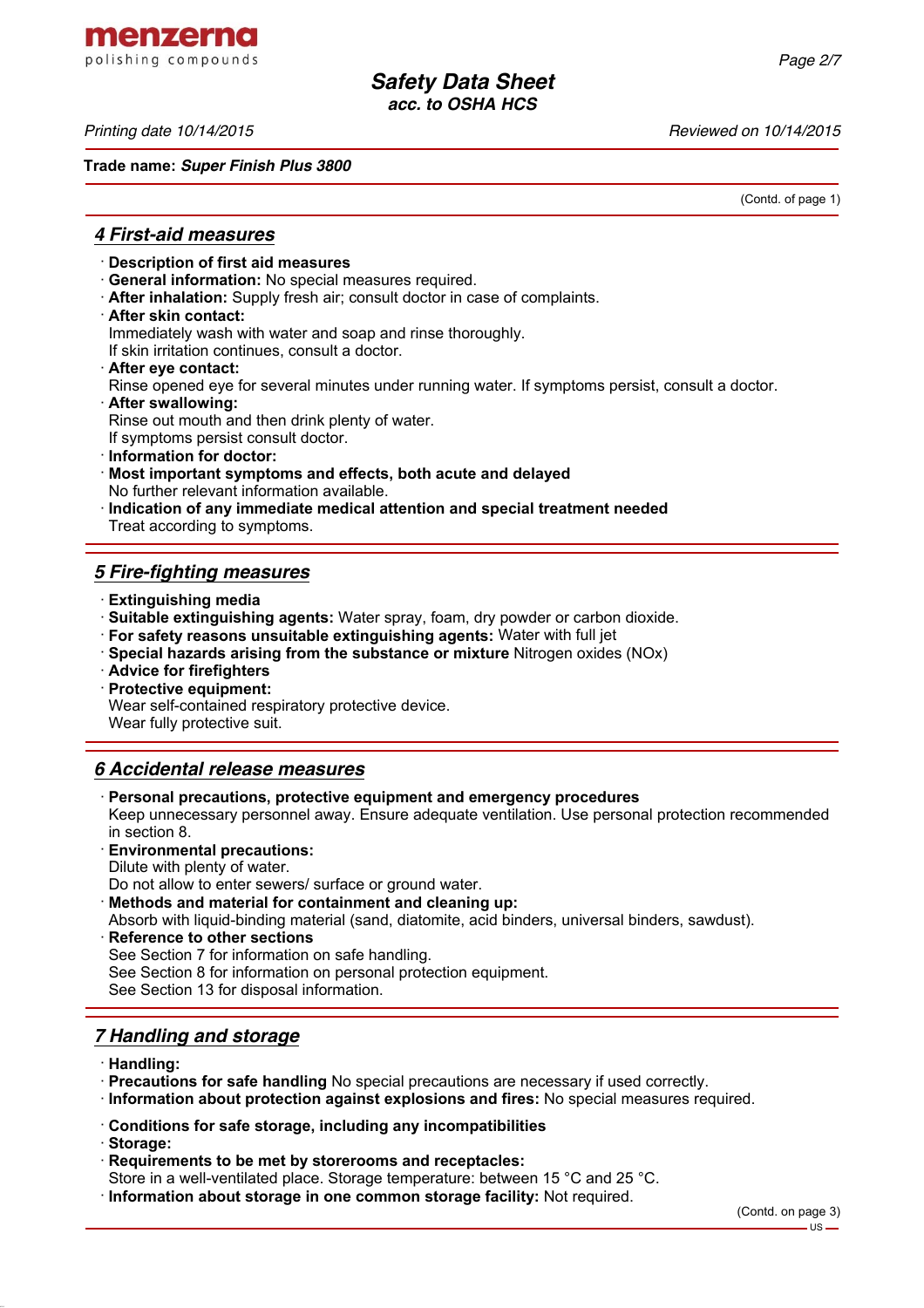(Contd. of page 1)

## 4 First-aid measures

- **Description of first aid measures**
- **General information:** No special measures required.
- **After inhalation:** Supply fresh air; consult doctor in case of complaints.
- **After skin contact:**
  Immediately wash with water and soap and rinse thoroughly.
  If skin irritation continues, consult a doctor.
- **After eye contact:**
  Rinse opened eye for several minutes under running water. If symptoms persist, consult a doctor.
- **After swallowing:**
  Rinse out mouth and then drink plenty of water.
  If symptoms persist consult doctor.
- **Information for doctor:**
- **Most important symptoms and effects, both acute and delayed**
  No further relevant information available.
- **Indication of any immediate medical attention and special treatment needed**
  Treat according to symptoms.

## 5 Fire-fighting measures

- **Extinguishing media**
- **Suitable extinguishing agents:** Water spray, foam, dry powder or carbon dioxide.
- **For safety reasons unsuitable extinguishing agents:** Water with full jet
- **Special hazards arising from the substance or mixture** Nitrogen oxides (NOx)
- **Advice for firefighters**
- **Protective equipment:**
  Wear self-contained respiratory protective device.
  Wear fully protective suit.

## 6 Accidental release measures

- **Personal precautions, protective equipment and emergency procedures**
  Keep unnecessary personnel away. Ensure adequate ventilation. Use personal protection recommended in section 8.
- **Environmental precautions:**
  Dilute with plenty of water.
  Do not allow to enter sewers/ surface or ground water.
- **Methods and material for containment and cleaning up:**
  Absorb with liquid-binding material (sand, diatomite, acid binders, universal binders, sawdust).
- **Reference to other sections**
  See Section 7 for information on safe handling.
  See Section 8 for information on personal protection equipment.
  See Section 13 for disposal information.

## 7 Handling and storage

- **Handling:**
- **Precautions for safe handling** No special precautions are necessary if used correctly.
- **Information about protection against explosions and fires:** No special measures required.

- **Conditions for safe storage, including any incompatibilities**
- **Storage:**
- **Requirements to be met by storerooms and receptacles:**
  Store in a well-ventilated place. Storage temperature: between 15 °C and 25 °C.
- **Information about storage in one common storage facility:** Not required.

(Contd. on page 3)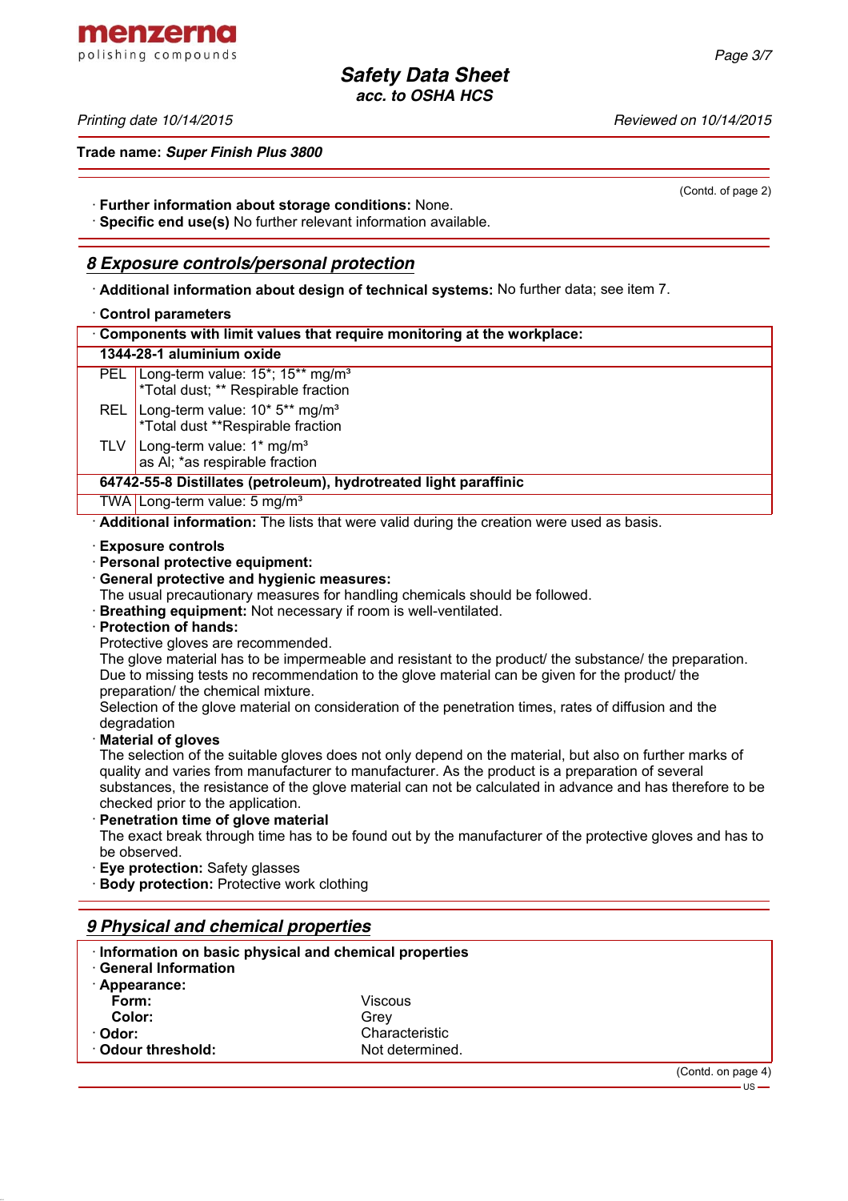(Contd. of page 2)

· **Further information about storage conditions:** None.
· **Specific end use(s)** No further relevant information available.

## 8 Exposure controls/personal protection

· **Additional information about design of technical systems:** No further data; see item 7.

· **Control parameters**

| · Components with limit values that require monitoring at the workplace: | |
|---|---|
| **1344-28-1 aluminium oxide** | |
| PEL | Long-term value: 15*; 15** mg/m³<br>*Total dust; ** Respirable fraction |
| REL | Long-term value: 10* 5** mg/m³<br>*Total dust **Respirable fraction |
| TLV | Long-term value: 1* mg/m³<br>as Al; *as respirable fraction |
| **64742-55-8 Distillates (petroleum), hydrotreated light paraffinic** | |
| TWA | Long-term value: 5 mg/m³ |

· **Additional information:** The lists that were valid during the creation were used as basis.

· **Exposure controls**
· **Personal protective equipment:**
· **General protective and hygienic measures:**
The usual precautionary measures for handling chemicals should be followed.
· **Breathing equipment:** Not necessary if room is well-ventilated.
· **Protection of hands:**
Protective gloves are recommended.
The glove material has to be impermeable and resistant to the product/ the substance/ the preparation.
Due to missing tests no recommendation to the glove material can be given for the product/ the preparation/ the chemical mixture.
Selection of the glove material on consideration of the penetration times, rates of diffusion and the degradation
· **Material of gloves**
The selection of the suitable gloves does not only depend on the material, but also on further marks of quality and varies from manufacturer to manufacturer. As the product is a preparation of several substances, the resistance of the glove material can not be calculated in advance and has therefore to be checked prior to the application.
· **Penetration time of glove material**
The exact break through time has to be found out by the manufacturer of the protective gloves and has to be observed.
· **Eye protection:** Safety glasses
· **Body protection:** Protective work clothing

## 9 Physical and chemical properties

· **Information on basic physical and chemical properties**
· **General Information**
· **Appearance:**

| | |
|---|---|
| **Form:** | Viscous |
| **Color:** | Grey |
| · **Odor:** | Characteristic |
| · **Odour threshold:** | Not determined. |

(Contd. on page 4)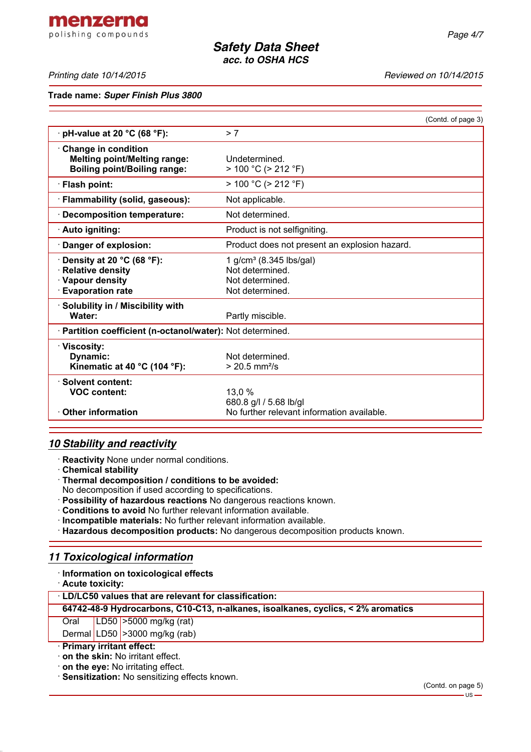Trade name: ***Super Finish Plus 3800***

(Contd. of page 3)

| | |
|---|---|
| · **pH-value at 20 °C (68 °F):** | > 7 |
| · **Change in condition**<br>**Melting point/Melting range:**<br>**Boiling point/Boiling range:** | <br>Undetermined.<br>> 100 °C (> 212 °F) |
| · **Flash point:** | > 100 °C (> 212 °F) |
| · **Flammability (solid, gaseous):** | Not applicable. |
| · **Decomposition temperature:** | Not determined. |
| · **Auto igniting:** | Product is not selfigniting. |
| · **Danger of explosion:** | Product does not present an explosion hazard. |
| · **Density at 20 °C (68 °F):**<br>· **Relative density**<br>· **Vapour density**<br>· **Evaporation rate** | 1 g/cm³ (8.345 lbs/gal)<br>Not determined.<br>Not determined.<br>Not determined. |
| · **Solubility in / Miscibility with**<br>**Water:** | <br>Partly miscible. |
| · **Partition coefficient (n-octanol/water):** | Not determined. |
| · **Viscosity:**<br>**Dynamic:**<br>**Kinematic at 40 °C (104 °F):** | <br>Not determined.<br>> 20.5 mm²/s |
| · **Solvent content:**<br>**VOC content:**<br><br>· **Other information** | <br>13,0 %<br>680.8 g/l / 5.68 lb/gl<br>No further relevant information available. |

## *10 Stability and reactivity*

· **Reactivity** None under normal conditions.
· **Chemical stability**
· **Thermal decomposition / conditions to be avoided:**
No decomposition if used according to specifications.
· **Possibility of hazardous reactions** No dangerous reactions known.
· **Conditions to avoid** No further relevant information available.
· **Incompatible materials:** No further relevant information available.
· **Hazardous decomposition products:** No dangerous decomposition products known.

## *11 Toxicological information*

· **Information on toxicological effects**
· **Acute toxicity:**

| · **LD/LC50 values that are relevant for classification:** | | |
|---|---|---|
| **64742-48-9 Hydrocarbons, C10-C13, n-alkanes, isoalkanes, cyclics, < 2% aromatics** | | |
| Oral | LD50 | >5000 mg/kg (rat) |
| Dermal | LD50 | >3000 mg/kg (rab) |

· **Primary irritant effect:**
· **on the skin:** No irritant effect.
· **on the eye:** No irritating effect.
· **Sensitization:** No sensitizing effects known.

(Contd. on page 5)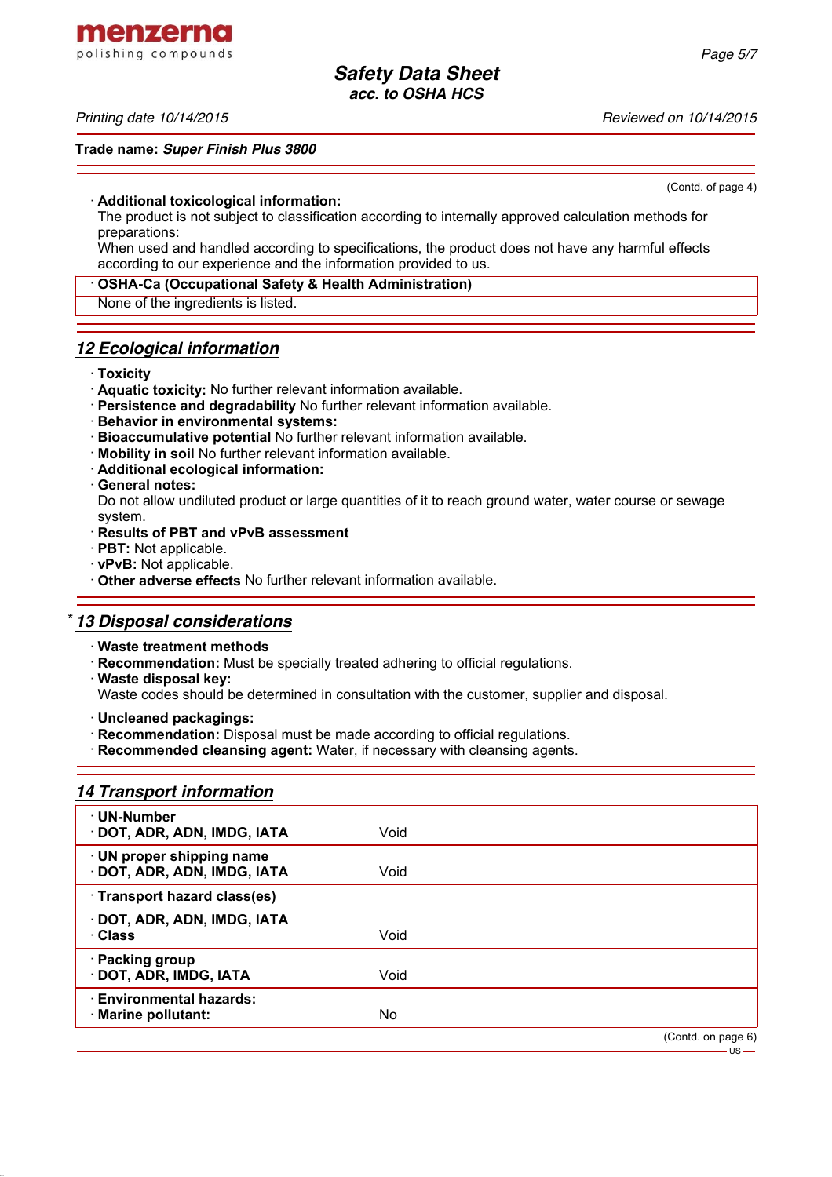(Contd. of page 4)

· **Additional toxicological information:**
The product is not subject to classification according to internally approved calculation methods for preparations:
When used and handled according to specifications, the product does not have any harmful effects according to our experience and the information provided to us.

· **OSHA-Ca (Occupational Safety & Health Administration)**
None of the ingredients is listed.

## *12 Ecological information*

· **Toxicity**
· **Aquatic toxicity:** No further relevant information available.
· **Persistence and degradability** No further relevant information available.
· **Behavior in environmental systems:**
· **Bioaccumulative potential** No further relevant information available.
· **Mobility in soil** No further relevant information available.
· **Additional ecological information:**
· **General notes:**
Do not allow undiluted product or large quantities of it to reach ground water, water course or sewage system.
· **Results of PBT and vPvB assessment**
· **PBT:** Not applicable.
· **vPvB:** Not applicable.
· **Other adverse effects** No further relevant information available.

## * *13 Disposal considerations*

· **Waste treatment methods**
· **Recommendation:** Must be specially treated adhering to official regulations.
· **Waste disposal key:**
Waste codes should be determined in consultation with the customer, supplier and disposal.

· **Uncleaned packagings:**
· **Recommendation:** Disposal must be made according to official regulations.
· **Recommended cleansing agent:** Water, if necessary with cleansing agents.

## *14 Transport information*

| | |
|---|---|
| · **UN-Number**<br>· **DOT, ADR, ADN, IMDG, IATA** | Void |
| · **UN proper shipping name**<br>· **DOT, ADR, ADN, IMDG, IATA** | Void |
| · **Transport hazard class(es)**<br>· **DOT, ADR, ADN, IMDG, IATA**<br>· **Class** | Void |
| · **Packing group**<br>· **DOT, ADR, IMDG, IATA** | Void |
| · **Environmental hazards:**<br>· **Marine pollutant:** | No |

(Contd. on page 6)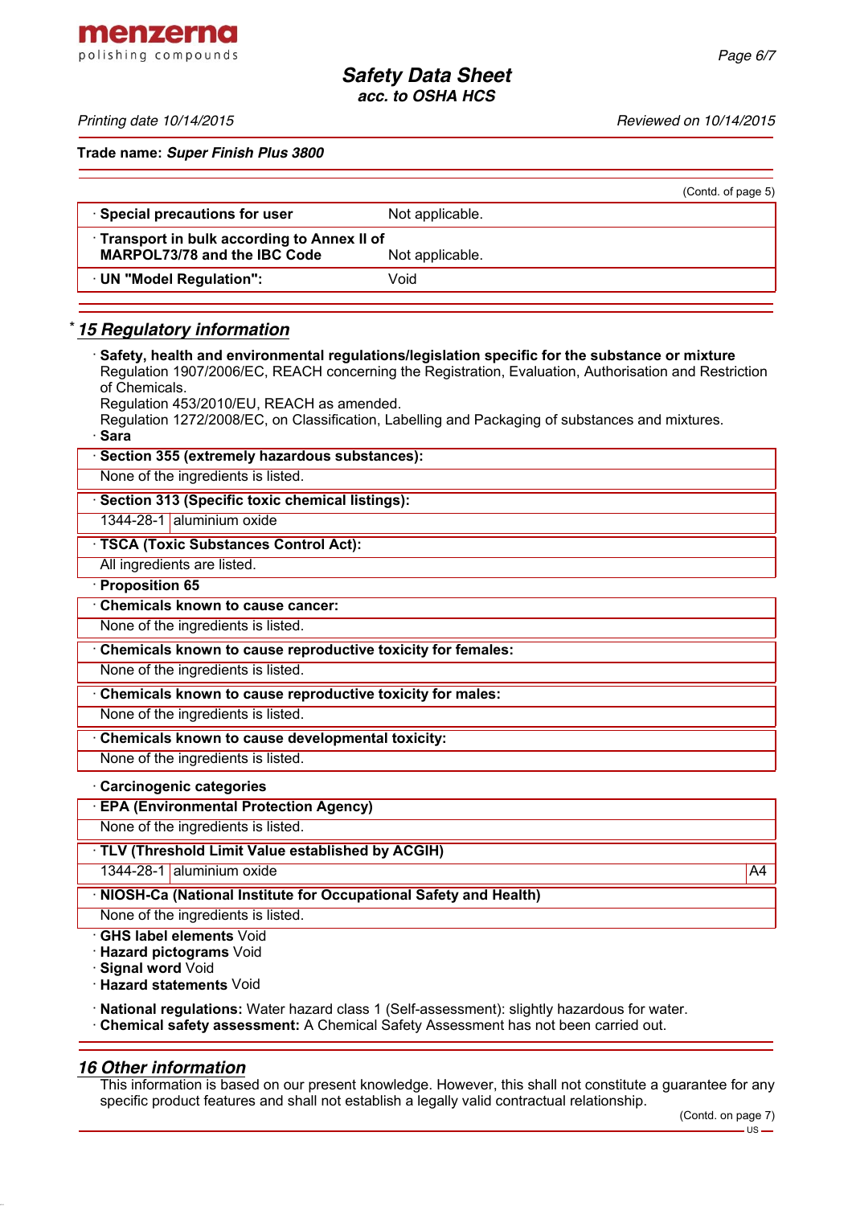(Contd. of page 5)

| | |
|---|---|
| · **Special precautions for user** | Not applicable. |
| · **Transport in bulk according to Annex II of MARPOL73/78 and the IBC Code** | Not applicable. |
| · **UN "Model Regulation":** | Void |

## * 15 Regulatory information

· **Safety, health and environmental regulations/legislation specific for the substance or mixture**
Regulation 1907/2006/EC, REACH concerning the Registration, Evaluation, Authorisation and Restriction of Chemicals.
Regulation 453/2010/EU, REACH as amended.
Regulation 1272/2008/EC, on Classification, Labelling and Packaging of substances and mixtures.

· **Sara**

· **Section 355 (extremely hazardous substances):**
None of the ingredients is listed.

· **Section 313 (Specific toxic chemical listings):**

| | |
|---|---|
| 1344-28-1 | aluminium oxide |

· **TSCA (Toxic Substances Control Act):**
All ingredients are listed.

· **Proposition 65**

· **Chemicals known to cause cancer:**
None of the ingredients is listed.

· **Chemicals known to cause reproductive toxicity for females:**
None of the ingredients is listed.

· **Chemicals known to cause reproductive toxicity for males:**
None of the ingredients is listed.

· **Chemicals known to cause developmental toxicity:**
None of the ingredients is listed.

· **Carcinogenic categories**

· **EPA (Environmental Protection Agency)**
None of the ingredients is listed.

· **TLV (Threshold Limit Value established by ACGIH)**

| | | |
|---|---|---|
| 1344-28-1 | aluminium oxide | A4 |

· **NIOSH-Ca (National Institute for Occupational Safety and Health)**
None of the ingredients is listed.

· **GHS label elements** Void
· **Hazard pictograms** Void
· **Signal word** Void
· **Hazard statements** Void

· **National regulations:** Water hazard class 1 (Self-assessment): slightly hazardous for water.
· **Chemical safety assessment:** A Chemical Safety Assessment has not been carried out.

## 16 Other information

This information is based on our present knowledge. However, this shall not constitute a guarantee for any specific product features and shall not establish a legally valid contractual relationship.

(Contd. on page 7)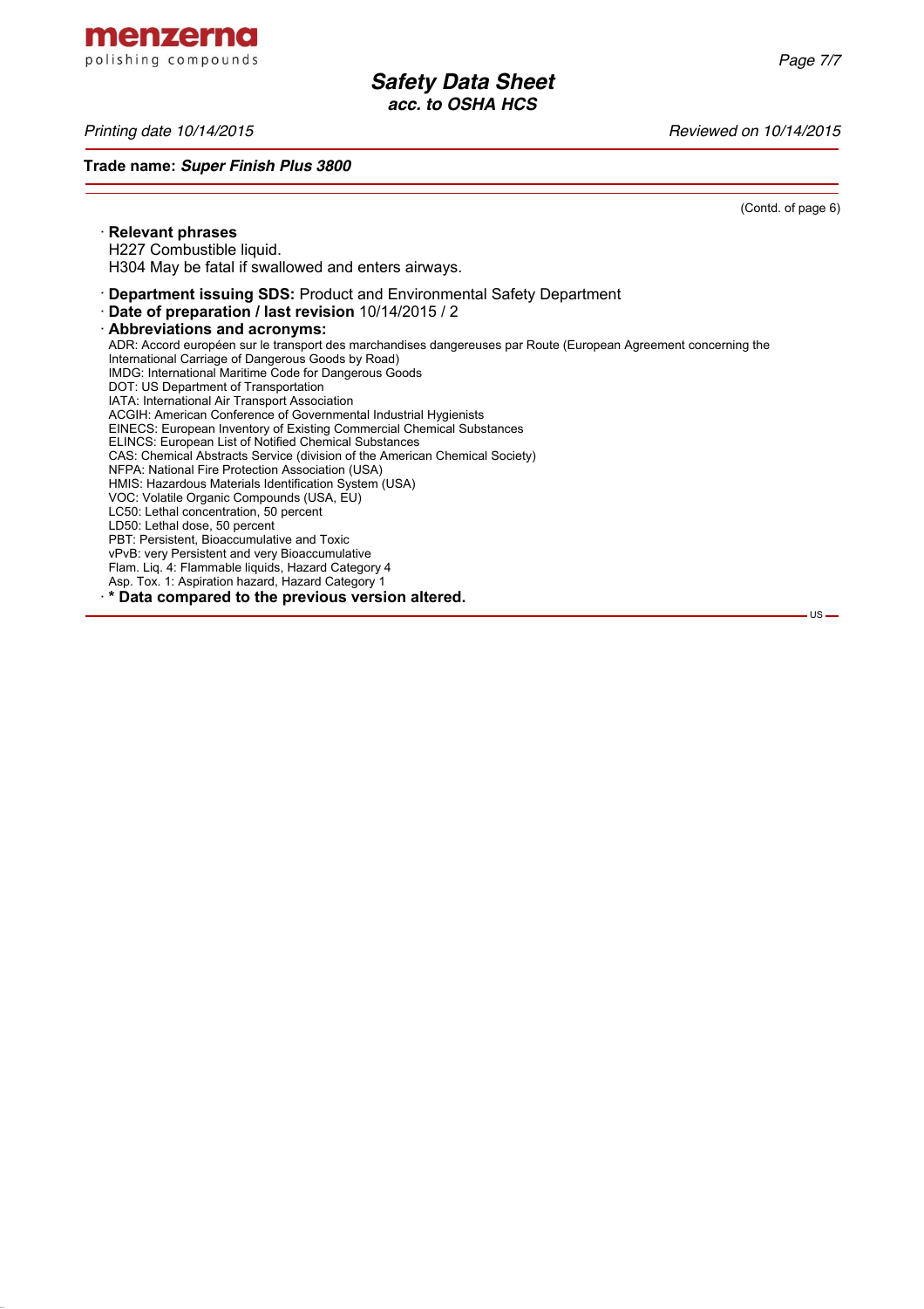(Contd. of page 6)

· **Relevant phrases**
H227 Combustible liquid.
H304 May be fatal if swallowed and enters airways.

· **Department issuing SDS:** Product and Environmental Safety Department
· **Date of preparation / last revision** 10/14/2015 / 2
· **Abbreviations and acronyms:**
ADR: Accord européen sur le transport des marchandises dangereuses par Route (European Agreement concerning the International Carriage of Dangerous Goods by Road)
IMDG: International Maritime Code for Dangerous Goods
DOT: US Department of Transportation
IATA: International Air Transport Association
ACGIH: American Conference of Governmental Industrial Hygienists
EINECS: European Inventory of Existing Commercial Chemical Substances
ELINCS: European List of Notified Chemical Substances
CAS: Chemical Abstracts Service (division of the American Chemical Society)
NFPA: National Fire Protection Association (USA)
HMIS: Hazardous Materials Identification System (USA)
VOC: Volatile Organic Compounds (USA, EU)
LC50: Lethal concentration, 50 percent
LD50: Lethal dose, 50 percent
PBT: Persistent, Bioaccumulative and Toxic
vPvB: very Persistent and very Bioaccumulative
Flam. Liq. 4: Flammable liquids, Hazard Category 4
Asp. Tox. 1: Aspiration hazard, Hazard Category 1

· **\* Data compared to the previous version altered.**

US